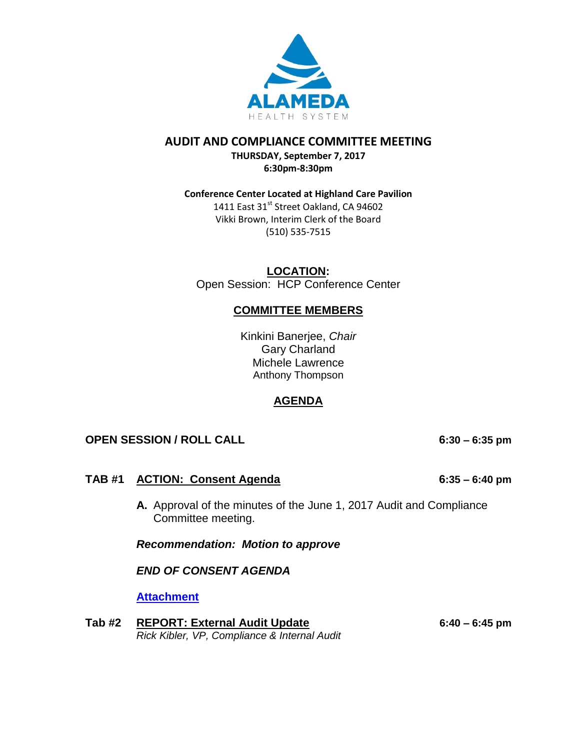ALAMEDA
HEALTH SYSTEM

# AUDIT AND COMPLIANCE COMMITTEE MEETING

**THURSDAY, September 7, 2017**
**6:30pm-8:30pm**

**Conference Center Located at Highland Care Pavilion**
1411 East 31st Street Oakland, CA 94602
Vikki Brown, Interim Clerk of the Board
(510) 535-7515

## LOCATION:

Open Session: HCP Conference Center

## COMMITTEE MEMBERS

Kinkini Banerjee, *Chair*
Gary Charland
Michele Lawrence
Anthony Thompson

## AGENDA

**OPEN SESSION / ROLL CALL** **6:30 – 6:35 pm**

**TAB #1 ACTION: Consent Agenda** **6:35 – 6:40 pm**

**A.** Approval of the minutes of the June 1, 2017 Audit and Compliance Committee meeting.

***Recommendation: Motion to approve***

***END OF CONSENT AGENDA***

**Attachment**

**Tab #2 REPORT: External Audit Update** **6:40 – 6:45 pm**
*Rick Kibler, VP, Compliance & Internal Audit*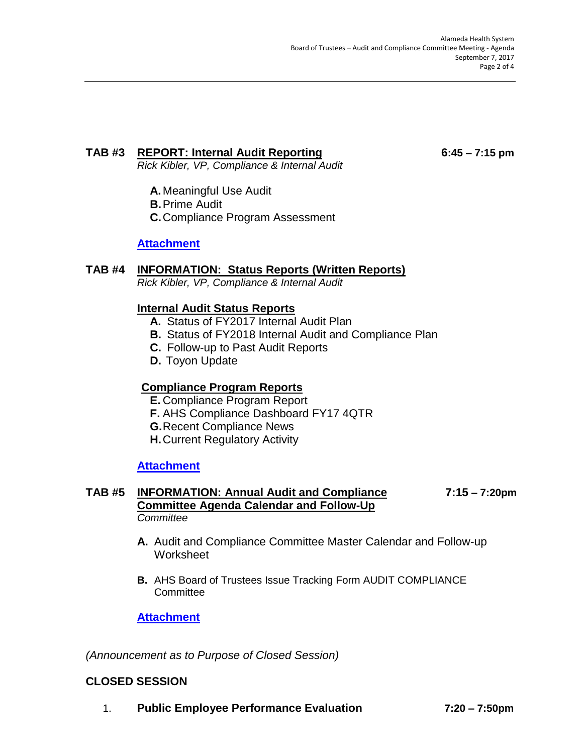### TAB #3 REPORT: Internal Audit Reporting — 6:45 – 7:15 pm

*Rick Kibler, VP, Compliance & Internal Audit*

**A.** Meaningful Use Audit
**B.** Prime Audit
**C.** Compliance Program Assessment

**Attachment**

### TAB #4 INFORMATION: Status Reports (Written Reports)

*Rick Kibler, VP, Compliance & Internal Audit*

**Internal Audit Status Reports**

**A.** Status of FY2017 Internal Audit Plan
**B.** Status of FY2018 Internal Audit and Compliance Plan
**C.** Follow-up to Past Audit Reports
**D.** Toyon Update

**Compliance Program Reports**

**E.** Compliance Program Report
**F.** AHS Compliance Dashboard FY17 4QTR
**G.** Recent Compliance News
**H.** Current Regulatory Activity

**Attachment**

### TAB #5 INFORMATION: Annual Audit and Compliance Committee Agenda Calendar and Follow-Up — 7:15 – 7:20pm

*Committee*

**A.** Audit and Compliance Committee Master Calendar and Follow-up Worksheet

**B.** AHS Board of Trustees Issue Tracking Form AUDIT COMPLIANCE Committee

**Attachment**

*(Announcement as to Purpose of Closed Session)*

## CLOSED SESSION

1. **Public Employee Performance Evaluation** — **7:20 – 7:50pm**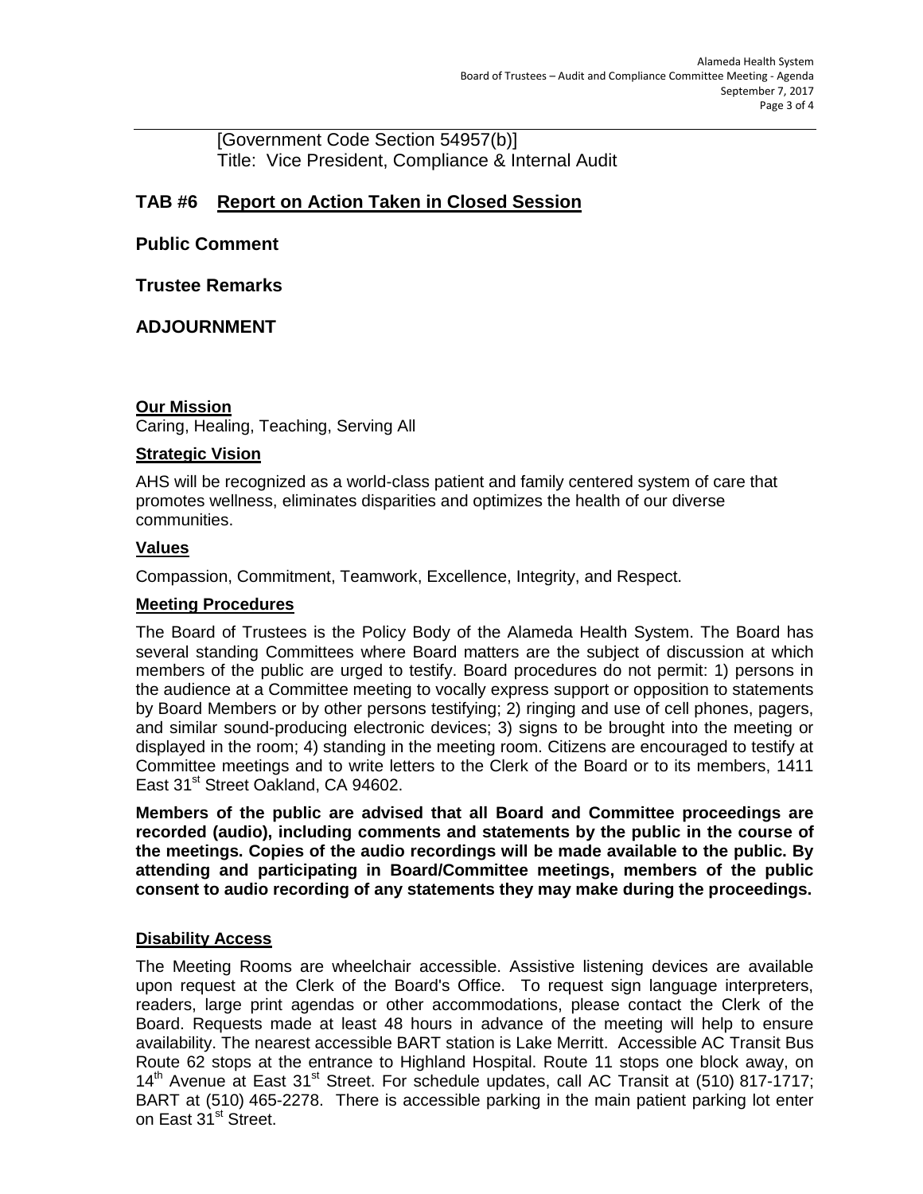[Government Code Section 54957(b)]
Title: Vice President, Compliance & Internal Audit

## TAB #6 Report on Action Taken in Closed Session

## Public Comment

## Trustee Remarks

## ADJOURNMENT

**Our Mission**

Caring, Healing, Teaching, Serving All

**Strategic Vision**

AHS will be recognized as a world-class patient and family centered system of care that promotes wellness, eliminates disparities and optimizes the health of our diverse communities.

**Values**

Compassion, Commitment, Teamwork, Excellence, Integrity, and Respect.

**Meeting Procedures**

The Board of Trustees is the Policy Body of the Alameda Health System. The Board has several standing Committees where Board matters are the subject of discussion at which members of the public are urged to testify. Board procedures do not permit: 1) persons in the audience at a Committee meeting to vocally express support or opposition to statements by Board Members or by other persons testifying; 2) ringing and use of cell phones, pagers, and similar sound-producing electronic devices; 3) signs to be brought into the meeting or displayed in the room; 4) standing in the meeting room. Citizens are encouraged to testify at Committee meetings and to write letters to the Clerk of the Board or to its members, 1411 East 31st Street Oakland, CA 94602.

**Members of the public are advised that all Board and Committee proceedings are recorded (audio), including comments and statements by the public in the course of the meetings. Copies of the audio recordings will be made available to the public. By attending and participating in Board/Committee meetings, members of the public consent to audio recording of any statements they may make during the proceedings.**

**Disability Access**

The Meeting Rooms are wheelchair accessible. Assistive listening devices are available upon request at the Clerk of the Board's Office. To request sign language interpreters, readers, large print agendas or other accommodations, please contact the Clerk of the Board. Requests made at least 48 hours in advance of the meeting will help to ensure availability. The nearest accessible BART station is Lake Merritt. Accessible AC Transit Bus Route 62 stops at the entrance to Highland Hospital. Route 11 stops one block away, on 14th Avenue at East 31st Street. For schedule updates, call AC Transit at (510) 817-1717; BART at (510) 465-2278. There is accessible parking in the main patient parking lot enter on East 31st Street.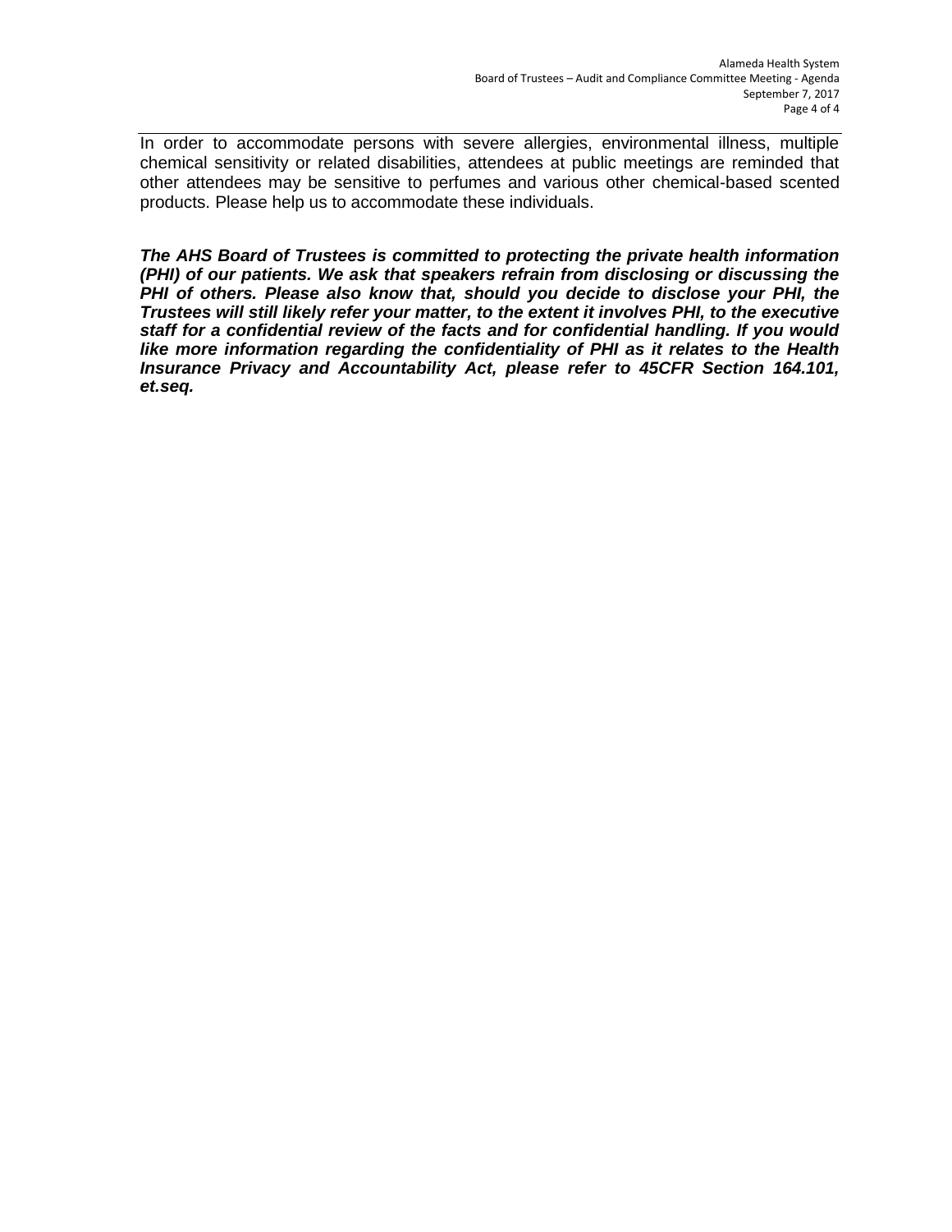In order to accommodate persons with severe allergies, environmental illness, multiple chemical sensitivity or related disabilities, attendees at public meetings are reminded that other attendees may be sensitive to perfumes and various other chemical-based scented products. Please help us to accommodate these individuals.

***The AHS Board of Trustees is committed to protecting the private health information (PHI) of our patients. We ask that speakers refrain from disclosing or discussing the PHI of others. Please also know that, should you decide to disclose your PHI, the Trustees will still likely refer your matter, to the extent it involves PHI, to the executive staff for a confidential review of the facts and for confidential handling. If you would like more information regarding the confidentiality of PHI as it relates to the Health Insurance Privacy and Accountability Act, please refer to 45CFR Section 164.101, et.seq.***